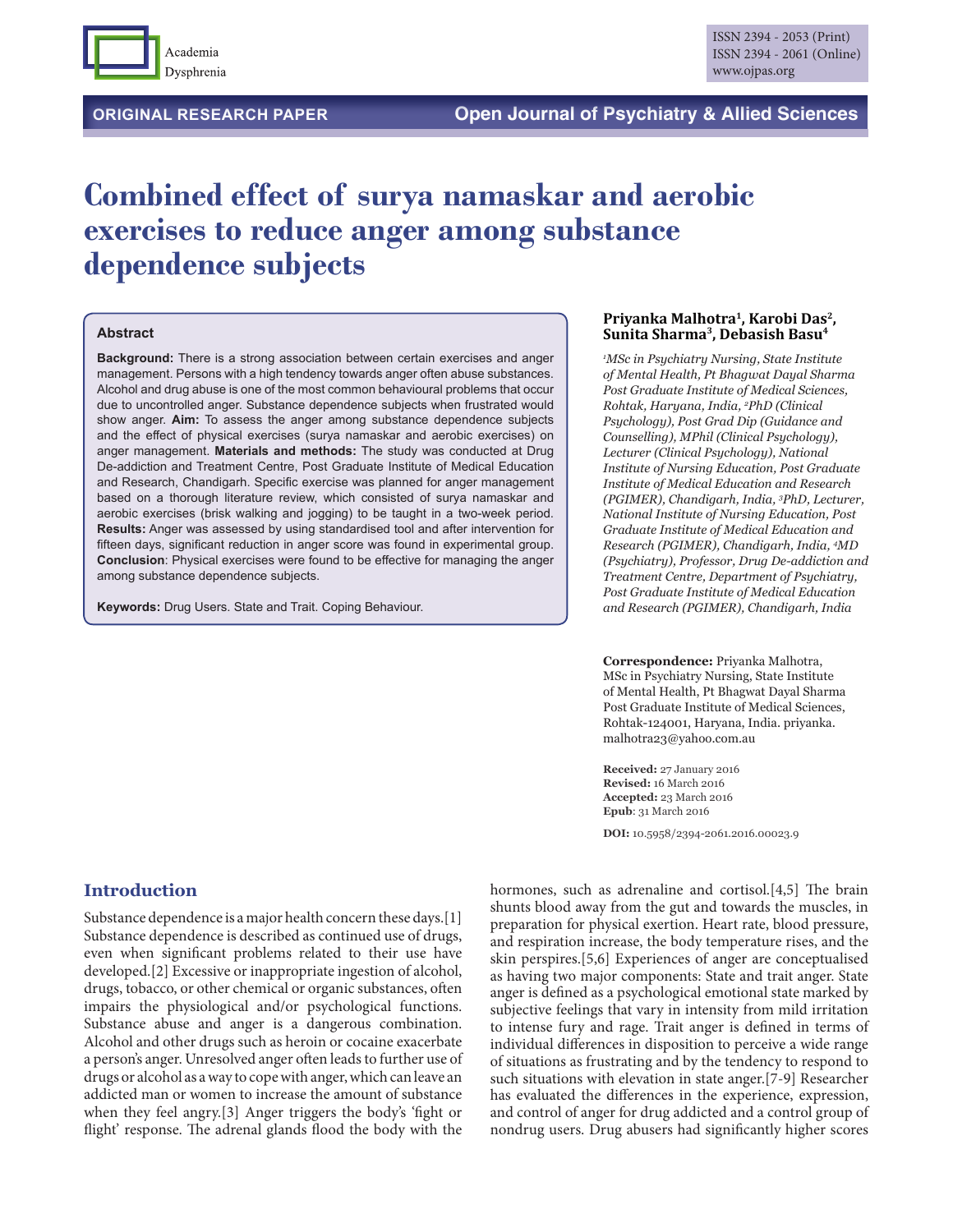ORIGINAL RESEARCH PAPER

Open Journal of Psychiatry & Allied Sciences

ISSN 2394 - 2053 (Print)
ISSN 2394 - 2061 (Online)
www.ojpas.org

# Combined effect of surya namaskar and aerobic exercises to reduce anger among substance dependence subjects

**Priyanka Malhotra[1], Karobi Das[2], Sunita Sharma[3], Debasish Basu[4]**

*[1]MSc in Psychiatry Nursing, State Institute of Mental Health, Pt Bhagwat Dayal Sharma Post Graduate Institute of Medical Sciences, Rohtak, Haryana, India, [2]PhD (Clinical Psychology), Post Grad Dip (Guidance and Counselling), MPhil (Clinical Psychology), Lecturer (Clinical Psychology), National Institute of Nursing Education, Post Graduate Institute of Medical Education and Research (PGIMER), Chandigarh, India, [3]PhD, Lecturer, National Institute of Nursing Education, Post Graduate Institute of Medical Education and Research (PGIMER), Chandigarh, India, [4]MD (Psychiatry), Professor, Drug De-addiction and Treatment Centre, Department of Psychiatry, Post Graduate Institute of Medical Education and Research (PGIMER), Chandigarh, India*

**Correspondence:** Priyanka Malhotra, MSc in Psychiatry Nursing, State Institute of Mental Health, Pt Bhagwat Dayal Sharma Post Graduate Institute of Medical Sciences, Rohtak-124001, Haryana, India. priyanka.malhotra23@yahoo.com.au

**Received:** 27 January 2016
**Revised:** 16 March 2016
**Accepted:** 23 March 2016
**Epub**: 31 March 2016

**DOI:** 10.5958/2394-2061.2016.00023.9

### Abstract

**Background:** There is a strong association between certain exercises and anger management. Persons with a high tendency towards anger often abuse substances. Alcohol and drug abuse is one of the most common behavioural problems that occur due to uncontrolled anger. Substance dependence subjects when frustrated would show anger. **Aim:** To assess the anger among substance dependence subjects and the effect of physical exercises (surya namaskar and aerobic exercises) on anger management. **Materials and methods:** The study was conducted at Drug De-addiction and Treatment Centre, Post Graduate Institute of Medical Education and Research, Chandigarh. Specific exercise was planned for anger management based on a thorough literature review, which consisted of surya namaskar and aerobic exercises (brisk walking and jogging) to be taught in a two-week period. **Results:** Anger was assessed by using standardised tool and after intervention for fifteen days, significant reduction in anger score was found in experimental group. **Conclusion**: Physical exercises were found to be effective for managing the anger among substance dependence subjects.

**Keywords:** Drug Users. State and Trait. Coping Behaviour.

## Introduction

Substance dependence is a major health concern these days.[1] Substance dependence is described as continued use of drugs, even when significant problems related to their use have developed.[2] Excessive or inappropriate ingestion of alcohol, drugs, tobacco, or other chemical or organic substances, often impairs the physiological and/or psychological functions. Substance abuse and anger is a dangerous combination. Alcohol and other drugs such as heroin or cocaine exacerbate a person's anger. Unresolved anger often leads to further use of drugs or alcohol as a way to cope with anger, which can leave an addicted man or women to increase the amount of substance when they feel angry.[3] Anger triggers the body's 'fight or flight' response. The adrenal glands flood the body with the hormones, such as adrenaline and cortisol.[4,5] The brain shunts blood away from the gut and towards the muscles, in preparation for physical exertion. Heart rate, blood pressure, and respiration increase, the body temperature rises, and the skin perspires.[5,6] Experiences of anger are conceptualised as having two major components: State and trait anger. State anger is defined as a psychological emotional state marked by subjective feelings that vary in intensity from mild irritation to intense fury and rage. Trait anger is defined in terms of individual differences in disposition to perceive a wide range of situations as frustrating and by the tendency to respond to such situations with elevation in state anger.[7-9] Researcher has evaluated the differences in the experience, expression, and control of anger for drug addicted and a control group of nondrug users. Drug abusers had significantly higher scores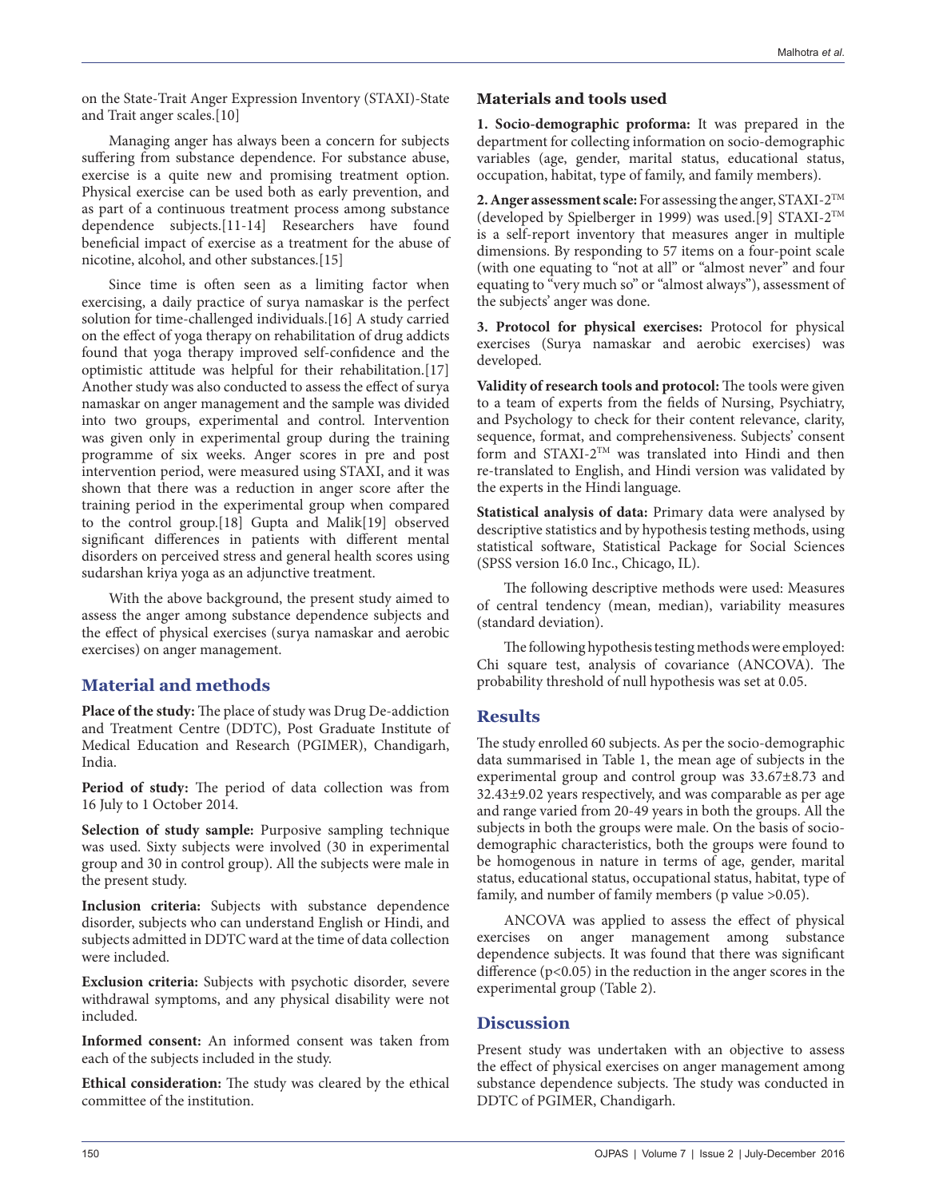on the State-Trait Anger Expression Inventory (STAXI)-State and Trait anger scales.[10]

Managing anger has always been a concern for subjects suffering from substance dependence. For substance abuse, exercise is a quite new and promising treatment option. Physical exercise can be used both as early prevention, and as part of a continuous treatment process among substance dependence subjects.[11-14] Researchers have found beneficial impact of exercise as a treatment for the abuse of nicotine, alcohol, and other substances.[15]

Since time is often seen as a limiting factor when exercising, a daily practice of surya namaskar is the perfect solution for time-challenged individuals.[16] A study carried on the effect of yoga therapy on rehabilitation of drug addicts found that yoga therapy improved self-confidence and the optimistic attitude was helpful for their rehabilitation.[17] Another study was also conducted to assess the effect of surya namaskar on anger management and the sample was divided into two groups, experimental and control. Intervention was given only in experimental group during the training programme of six weeks. Anger scores in pre and post intervention period, were measured using STAXI, and it was shown that there was a reduction in anger score after the training period in the experimental group when compared to the control group.[18] Gupta and Malik[19] observed significant differences in patients with different mental disorders on perceived stress and general health scores using sudarshan kriya yoga as an adjunctive treatment.

With the above background, the present study aimed to assess the anger among substance dependence subjects and the effect of physical exercises (surya namaskar and aerobic exercises) on anger management.

## Material and methods

**Place of the study:** The place of study was Drug De-addiction and Treatment Centre (DDTC), Post Graduate Institute of Medical Education and Research (PGIMER), Chandigarh, India.

**Period of study:** The period of data collection was from 16 July to 1 October 2014.

**Selection of study sample:** Purposive sampling technique was used. Sixty subjects were involved (30 in experimental group and 30 in control group). All the subjects were male in the present study.

**Inclusion criteria:** Subjects with substance dependence disorder, subjects who can understand English or Hindi, and subjects admitted in DDTC ward at the time of data collection were included.

**Exclusion criteria:** Subjects with psychotic disorder, severe withdrawal symptoms, and any physical disability were not included.

**Informed consent:** An informed consent was taken from each of the subjects included in the study.

**Ethical consideration:** The study was cleared by the ethical committee of the institution.

### Materials and tools used

**1. Socio-demographic proforma:** It was prepared in the department for collecting information on socio-demographic variables (age, gender, marital status, educational status, occupation, habitat, type of family, and family members).

**2. Anger assessment scale:** For assessing the anger, STAXI-2™ (developed by Spielberger in 1999) was used.[9] STAXI-2™ is a self-report inventory that measures anger in multiple dimensions. By responding to 57 items on a four-point scale (with one equating to "not at all" or "almost never" and four equating to "very much so" or "almost always"), assessment of the subjects' anger was done.

**3. Protocol for physical exercises:** Protocol for physical exercises (Surya namaskar and aerobic exercises) was developed.

**Validity of research tools and protocol:** The tools were given to a team of experts from the fields of Nursing, Psychiatry, and Psychology to check for their content relevance, clarity, sequence, format, and comprehensiveness. Subjects' consent form and STAXI-2™ was translated into Hindi and then re-translated to English, and Hindi version was validated by the experts in the Hindi language.

**Statistical analysis of data:** Primary data were analysed by descriptive statistics and by hypothesis testing methods, using statistical software, Statistical Package for Social Sciences (SPSS version 16.0 Inc., Chicago, IL).

The following descriptive methods were used: Measures of central tendency (mean, median), variability measures (standard deviation).

The following hypothesis testing methods were employed: Chi square test, analysis of covariance (ANCOVA). The probability threshold of null hypothesis was set at 0.05.

## Results

The study enrolled 60 subjects. As per the socio-demographic data summarised in Table 1, the mean age of subjects in the experimental group and control group was 33.67±8.73 and 32.43±9.02 years respectively, and was comparable as per age and range varied from 20-49 years in both the groups. All the subjects in both the groups were male. On the basis of socio-demographic characteristics, both the groups were found to be homogenous in nature in terms of age, gender, marital status, educational status, occupational status, habitat, type of family, and number of family members (p value >0.05).

ANCOVA was applied to assess the effect of physical exercises on anger management among substance dependence subjects. It was found that there was significant difference ($p<0.05$) in the reduction in the anger scores in the experimental group (Table 2).

## Discussion

Present study was undertaken with an objective to assess the effect of physical exercises on anger management among substance dependence subjects. The study was conducted in DDTC of PGIMER, Chandigarh.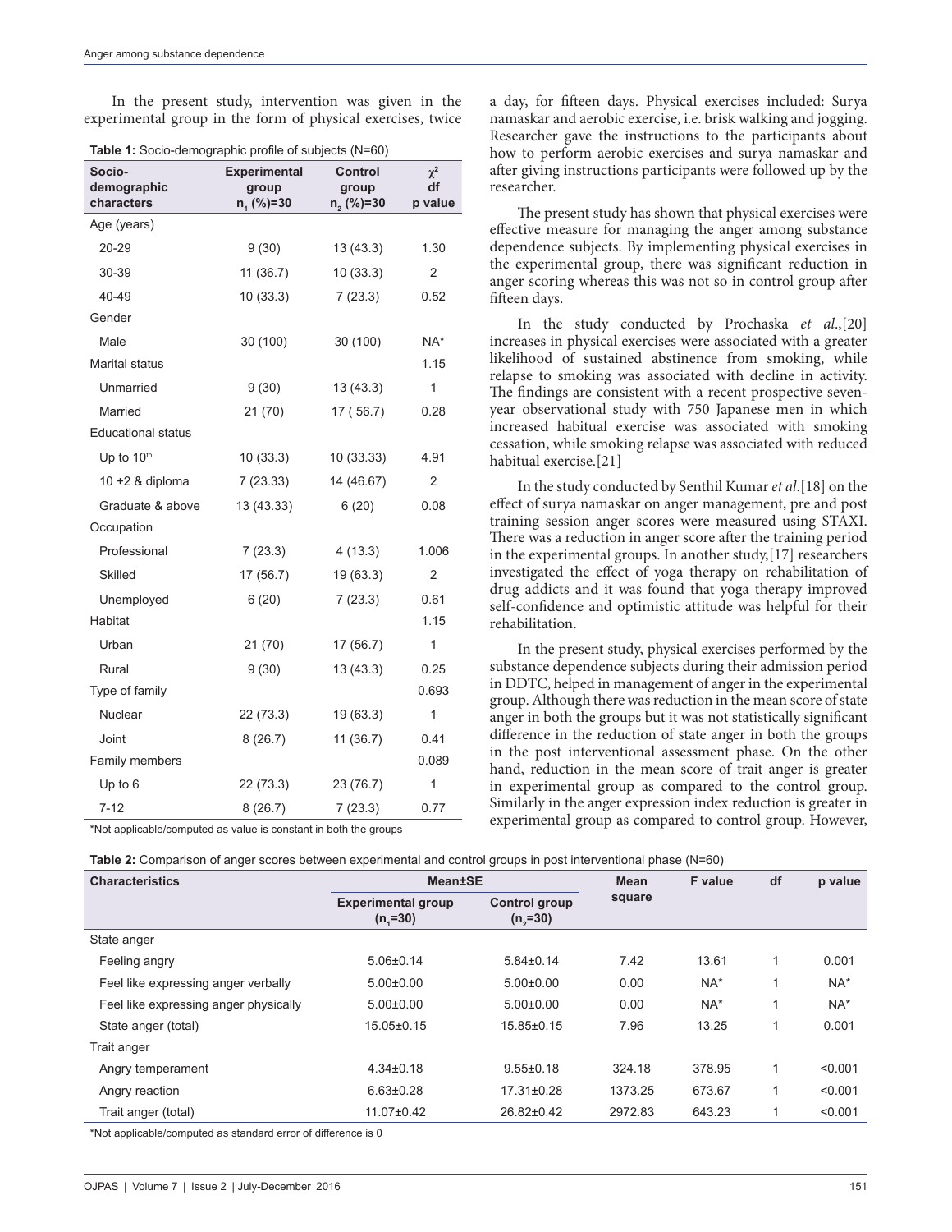In the present study, intervention was given in the experimental group in the form of physical exercises, twice a day, for fifteen days. Physical exercises included: Surya namaskar and aerobic exercise, i.e. brisk walking and jogging. Researcher gave the instructions to the participants about how to perform aerobic exercises and surya namaskar and after giving instructions participants were followed up by the researcher.

**Table 1:** Socio-demographic profile of subjects (N=60)

| Socio-demographic characters | Experimental group $n_1$ (%)=30 | Control group $n_2$ (%)=30 | $\chi^2$ df p value |
|---|---|---|---|
| Age (years) | | | |
| 20-29 | 9 (30) | 13 (43.3) | 1.30 |
| 30-39 | 11 (36.7) | 10 (33.3) | 2 |
| 40-49 | 10 (33.3) | 7 (23.3) | 0.52 |
| Gender | | | |
| Male | 30 (100) | 30 (100) | NA* |
| Marital status | | | 1.15 |
| Unmarried | 9 (30) | 13 (43.3) | 1 |
| Married | 21 (70) | 17 ( 56.7) | 0.28 |
| Educational status | | | |
| Up to 10th | 10 (33.3) | 10 (33.33) | 4.91 |
| 10 +2 & diploma | 7 (23.33) | 14 (46.67) | 2 |
| Graduate & above | 13 (43.33) | 6 (20) | 0.08 |
| Occupation | | | |
| Professional | 7 (23.3) | 4 (13.3) | 1.006 |
| Skilled | 17 (56.7) | 19 (63.3) | 2 |
| Unemployed | 6 (20) | 7 (23.3) | 0.61 |
| Habitat | | | 1.15 |
| Urban | 21 (70) | 17 (56.7) | 1 |
| Rural | 9 (30) | 13 (43.3) | 0.25 |
| Type of family | | | 0.693 |
| Nuclear | 22 (73.3) | 19 (63.3) | 1 |
| Joint | 8 (26.7) | 11 (36.7) | 0.41 |
| Family members | | | 0.089 |
| Up to 6 | 22 (73.3) | 23 (76.7) | 1 |
| 7-12 | 8 (26.7) | 7 (23.3) | 0.77 |

*Not applicable/computed as value is constant in both the groups

The present study has shown that physical exercises were effective measure for managing the anger among substance dependence subjects. By implementing physical exercises in the experimental group, there was significant reduction in anger scoring whereas this was not so in control group after fifteen days.

In the study conducted by Prochaska *et al*.,[20] increases in physical exercises were associated with a greater likelihood of sustained abstinence from smoking, while relapse to smoking was associated with decline in activity. The findings are consistent with a recent prospective seven-year observational study with 750 Japanese men in which increased habitual exercise was associated with smoking cessation, while smoking relapse was associated with reduced habitual exercise.[21]

In the study conducted by Senthil Kumar *et al*.[18] on the effect of surya namaskar on anger management, pre and post training session anger scores were measured using STAXI. There was a reduction in anger score after the training period in the experimental groups. In another study,[17] researchers investigated the effect of yoga therapy on rehabilitation of drug addicts and it was found that yoga therapy improved self-confidence and optimistic attitude was helpful for their rehabilitation.

In the present study, physical exercises performed by the substance dependence subjects during their admission period in DDTC, helped in management of anger in the experimental group. Although there was reduction in the mean score of state anger in both the groups but it was not statistically significant difference in the reduction of state anger in both the groups in the post interventional assessment phase. On the other hand, reduction in the mean score of trait anger is greater in experimental group as compared to the control group. Similarly in the anger expression index reduction is greater in experimental group as compared to control group. However,

**Table 2:** Comparison of anger scores between experimental and control groups in post interventional phase (N=60)

| Characteristics | Mean±SE | | Mean square | F value | df | p value |
|---|---|---|---|---|---|---|
| | Experimental group ($n_1$=30) | Control group ($n_2$=30) | | | | |
| State anger | | | | | | |
| Feeling angry | 5.06±0.14 | 5.84±0.14 | 7.42 | 13.61 | 1 | 0.001 |
| Feel like expressing anger verbally | 5.00±0.00 | 5.00±0.00 | 0.00 | NA* | 1 | NA* |
| Feel like expressing anger physically | 5.00±0.00 | 5.00±0.00 | 0.00 | NA* | 1 | NA* |
| State anger (total) | 15.05±0.15 | 15.85±0.15 | 7.96 | 13.25 | 1 | 0.001 |
| Trait anger | | | | | | |
| Angry temperament | 4.34±0.18 | 9.55±0.18 | 324.18 | 378.95 | 1 | <0.001 |
| Angry reaction | 6.63±0.28 | 17.31±0.28 | 1373.25 | 673.67 | 1 | <0.001 |
| Trait anger (total) | 11.07±0.42 | 26.82±0.42 | 2972.83 | 643.23 | 1 | <0.001 |

*Not applicable/computed as standard error of difference is 0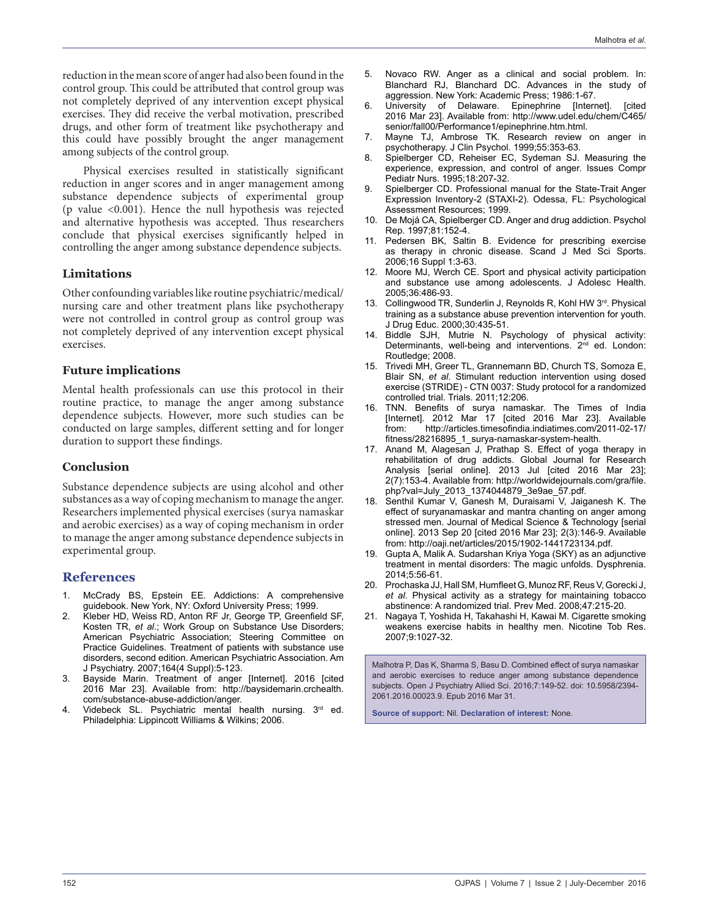reduction in the mean score of anger had also been found in the control group. This could be attributed that control group was not completely deprived of any intervention except physical exercises. They did receive the verbal motivation, prescribed drugs, and other form of treatment like psychotherapy and this could have possibly brought the anger management among subjects of the control group.

Physical exercises resulted in statistically significant reduction in anger scores and in anger management among substance dependence subjects of experimental group (p value <0.001). Hence the null hypothesis was rejected and alternative hypothesis was accepted. Thus researchers conclude that physical exercises significantly helped in controlling the anger among substance dependence subjects.

## Limitations

Other confounding variables like routine psychiatric/medical/nursing care and other treatment plans like psychotherapy were not controlled in control group as control group was not completely deprived of any intervention except physical exercises.

## Future implications

Mental health professionals can use this protocol in their routine practice, to manage the anger among substance dependence subjects. However, more such studies can be conducted on large samples, different setting and for longer duration to support these findings.

## Conclusion

Substance dependence subjects are using alcohol and other substances as a way of coping mechanism to manage the anger. Researchers implemented physical exercises (surya namaskar and aerobic exercises) as a way of coping mechanism in order to manage the anger among substance dependence subjects in experimental group.

## References

1. McCrady BS, Epstein EE. Addictions: A comprehensive guidebook. New York, NY: Oxford University Press; 1999.
2. Kleber HD, Weiss RD, Anton RF Jr, George TP, Greenfield SF, Kosten TR, *et al*.; Work Group on Substance Use Disorders; American Psychiatric Association; Steering Committee on Practice Guidelines. Treatment of patients with substance use disorders, second edition. American Psychiatric Association. Am J Psychiatry. 2007;164(4 Suppl):5-123.
3. Bayside Marin. Treatment of anger [Internet]. 2016 [cited 2016 Mar 23]. Available from: http://baysidemarin.crchealth.com/substance-abuse-addiction/anger.
4. Videbeck SL. Psychiatric mental health nursing. 3rd ed. Philadelphia: Lippincott Williams & Wilkins; 2006.
5. Novaco RW. Anger as a clinical and social problem. In: Blanchard RJ, Blanchard DC. Advances in the study of aggression. New York: Academic Press; 1986:1-67.
6. University of Delaware. Epinephrine [Internet]. [cited 2016 Mar 23]. Available from: http://www.udel.edu/chem/C465/senior/fall00/Performance1/epinephrine.htm.html.
7. Mayne TJ, Ambrose TK. Research review on anger in psychotherapy. J Clin Psychol. 1999;55:353-63.
8. Spielberger CD, Reheiser EC, Sydeman SJ. Measuring the experience, expression, and control of anger. Issues Compr Pediatr Nurs. 1995;18:207-32.
9. Spielberger CD. Professional manual for the State-Trait Anger Expression Inventory-2 (STAXI-2). Odessa, FL: Psychological Assessment Resources; 1999.
10. De Mojá CA, Spielberger CD. Anger and drug addiction. Psychol Rep. 1997;81:152-4.
11. Pedersen BK, Saltin B. Evidence for prescribing exercise as therapy in chronic disease. Scand J Med Sci Sports. 2006;16 Suppl 1:3-63.
12. Moore MJ, Werch CE. Sport and physical activity participation and substance use among adolescents. J Adolesc Health. 2005;36:486-93.
13. Collingwood TR, Sunderlin J, Reynolds R, Kohl HW 3rd. Physical training as a substance abuse prevention intervention for youth. J Drug Educ. 2000;30:435-51.
14. Biddle SJH, Mutrie N. Psychology of physical activity: Determinants, well-being and interventions. 2nd ed. London: Routledge; 2008.
15. Trivedi MH, Greer TL, Grannemann BD, Church TS, Somoza E, Blair SN, *et al*. Stimulant reduction intervention using dosed exercise (STRIDE) - CTN 0037: Study protocol for a randomized controlled trial. Trials. 2011;12:206.
16. TNN. Benefits of surya namaskar. The Times of India [Internet]. 2012 Mar 17 [cited 2016 Mar 23]. Available from: http://articles.timesofindia.indiatimes.com/2011-02-17/fitness/28216895_1_surya-namaskar-system-health.
17. Anand M, Alagesan J, Prathap S. Effect of yoga therapy in rehabilitation of drug addicts. Global Journal for Research Analysis [serial online]. 2013 Jul [cited 2016 Mar 23]; 2(7):153-4. Available from: http://worldwidejournals.com/gra/file.php?val=July_2013_1374044879_3e9ae_57.pdf.
18. Senthil Kumar V, Ganesh M, Duraisami V, Jaiganesh K. The effect of suryanamaskar and mantra chanting on anger among stressed men. Journal of Medical Science & Technology [serial online]. 2013 Sep 20 [cited 2016 Mar 23]; 2(3):146-9. Available from: http://oaji.net/articles/2015/1902-1441723134.pdf.
19. Gupta A, Malik A. Sudarshan Kriya Yoga (SKY) as an adjunctive treatment in mental disorders: The magic unfolds. Dysphrenia. 2014;5:56-61.
20. Prochaska JJ, Hall SM, Humfleet G, Munoz RF, Reus V, Gorecki J, *et al*. Physical activity as a strategy for maintaining tobacco abstinence: A randomized trial. Prev Med. 2008;47:215-20.
21. Nagaya T, Yoshida H, Takahashi H, Kawai M. Cigarette smoking weakens exercise habits in healthy men. Nicotine Tob Res. 2007;9:1027-32.

Malhotra P, Das K, Sharma S, Basu D. Combined effect of surya namaskar and aerobic exercises to reduce anger among substance dependence subjects. Open J Psychiatry Allied Sci. 2016;7:149-52. doi: 10.5958/2394-2061.2016.00023.9. Epub 2016 Mar 31.

**Source of support:** Nil. **Declaration of interest:** None.